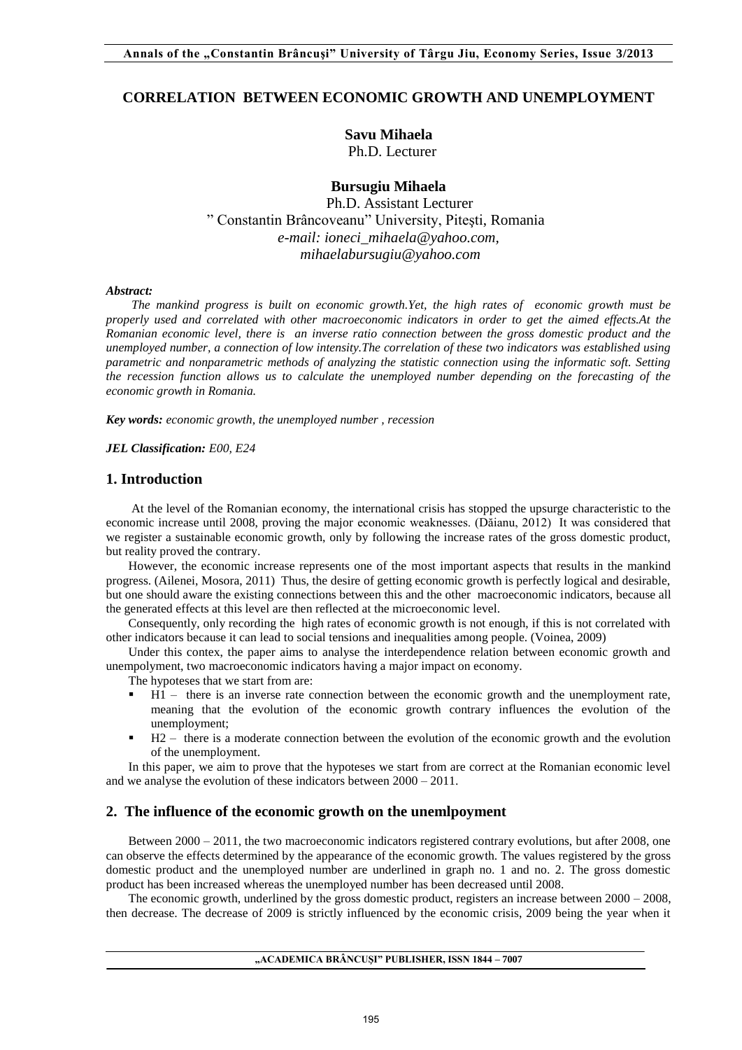# CORRELATION BETWEEN ECONOMIC GROWTH AND UNEMPLOYMENT

**Savu Mihaela**
Ph.D. Lecturer

**Bursugiu Mihaela**
Ph.D. Assistant Lecturer
" Constantin Brâncoveanu" University, Pitești, Romania
*e-mail: ioneci_mihaela@yahoo.com, mihaelabursugiu@yahoo.com*

***Abstract:***

*The mankind progress is built on economic growth.Yet, the high rates of economic growth must be properly used and correlated with other macroeconomic indicators in order to get the aimed effects.At the Romanian economic level, there is an inverse ratio connection between the gross domestic product and the unemployed number, a connection of low intensity.The correlation of these two indicators was established using parametric and nonparametric methods of analyzing the statistic connection using the informatic soft. Setting the recession function allows us to calculate the unemployed number depending on the forecasting of the economic growth in Romania.*

***Key words:*** *economic growth, the unemployed number , recession*

***JEL Classification:*** *E00, E24*

## 1. Introduction

At the level of the Romanian economy, the international crisis has stopped the upsurge characteristic to the economic increase until 2008, proving the major economic weaknesses. (Dăianu, 2012) It was considered that we register a sustainable economic growth, only by following the increase rates of the gross domestic product, but reality proved the contrary.

However, the economic increase represents one of the most important aspects that results in the mankind progress. (Ailenei, Mosora, 2011) Thus, the desire of getting economic growth is perfectly logical and desirable, but one should aware the existing connections between this and the other macroeconomic indicators, because all the generated effects at this level are then reflected at the microeconomic level.

Consequently, only recording the high rates of economic growth is not enough, if this is not correlated with other indicators because it can lead to social tensions and inequalities among people. (Voinea, 2009)

Under this contex, the paper aims to analyse the interdependence relation between economic growth and unempolyment, two macroeconomic indicators having a major impact on economy.

The hypoteses that we start from are:

- H1 – there is an inverse rate connection between the economic growth and the unemployment rate, meaning that the evolution of the economic growth contrary influences the evolution of the unemployment;
- H2 – there is a moderate connection between the evolution of the economic growth and the evolution of the unemployment.

In this paper, we aim to prove that the hypoteses we start from are correct at the Romanian economic level and we analyse the evolution of these indicators between 2000 – 2011.

## 2. The influence of the economic growth on the unemlpoyment

Between 2000 – 2011, the two macroeconomic indicators registered contrary evolutions, but after 2008, one can observe the effects determined by the appearance of the economic growth. The values registered by the gross domestic product and the unemployed number are underlined in graph no. 1 and no. 2. The gross domestic product has been increased whereas the unemployed number has been decreased until 2008.

The economic growth, underlined by the gross domestic product, registers an increase between 2000 – 2008, then decrease. The decrease of 2009 is strictly influenced by the economic crisis, 2009 being the year when it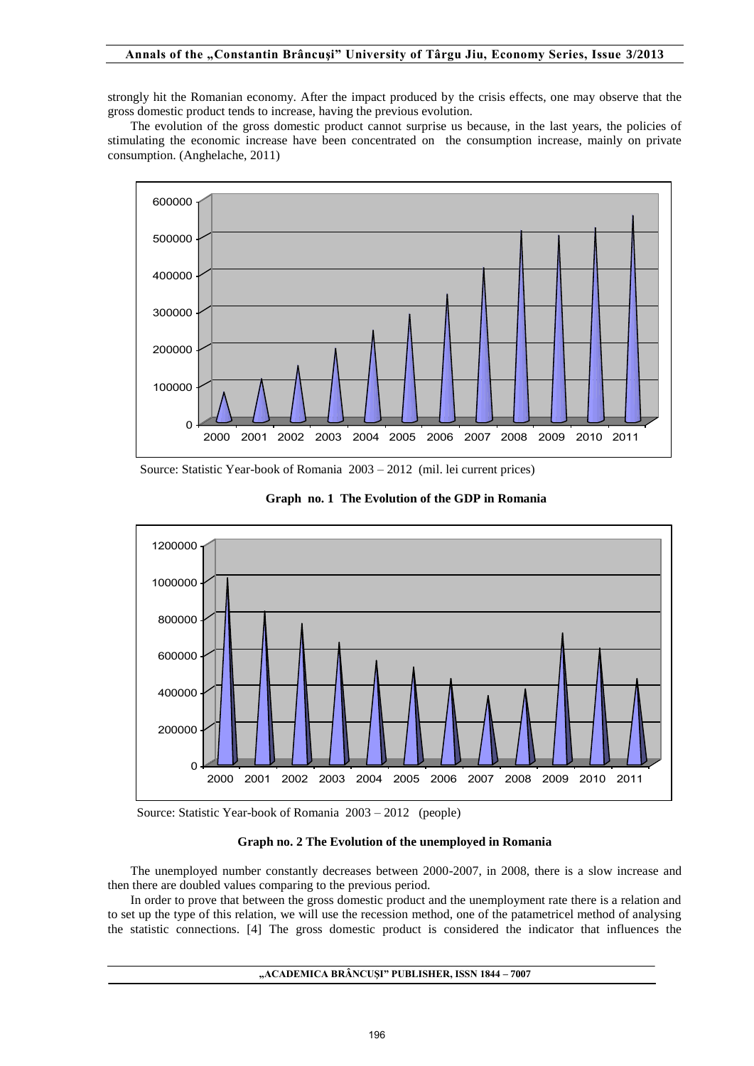strongly hit the Romanian economy. After the impact produced by the crisis effects, one may observe that the gross domestic product tends to increase, having the previous evolution.

The evolution of the gross domestic product cannot surprise us because, in the last years, the policies of stimulating the economic increase have been concentrated on the consumption increase, mainly on private consumption. (Anghelache, 2011)

Source: Statistic Year-book of Romania 2003 – 2012 (mil. lei current prices)

**Graph no. 1 The Evolution of the GDP in Romania**

Source: Statistic Year-book of Romania 2003 – 2012 (people)

**Graph no. 2 The Evolution of the unemployed in Romania**

The unemployed number constantly decreases between 2000-2007, in 2008, there is a slow increase and then there are doubled values comparing to the previous period.

In order to prove that between the gross domestic product and the unemployment rate there is a relation and to set up the type of this relation, we will use the recession method, one of the patametricel method of analysing the statistic connections. [4] The gross domestic product is considered the indicator that influences the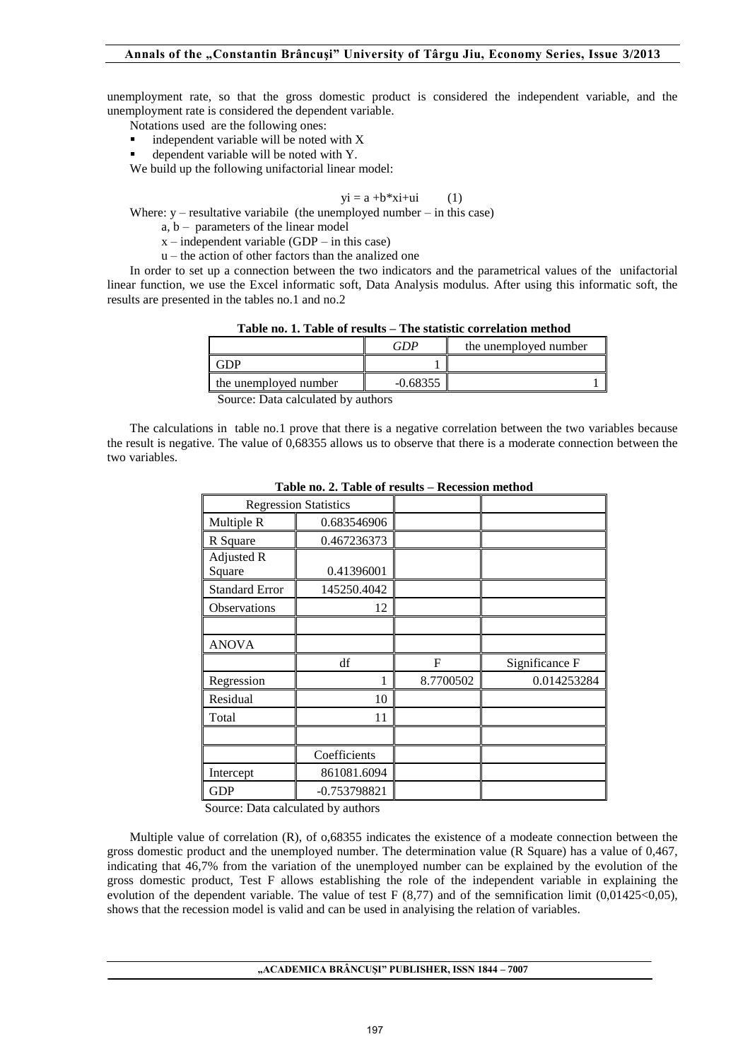unemployment rate, so that the gross domestic product is considered the independent variable, and the unemployment rate is considered the dependent variable.

Notations used are the following ones:

- independent variable will be noted with X
- dependent variable will be noted with Y.

We build up the following unifactorial linear model:

$$y_i = a + b*x_i + u_i \qquad (1)$$

Where: y – resultative variabile (the unemployed number – in this case)

a, b – parameters of the linear model

x – independent variable (GDP – in this case)

u – the action of other factors than the analized one

In order to set up a connection between the two indicators and the parametrical values of the unifactorial linear function, we use the Excel informatic soft, Data Analysis modulus. After using this informatic soft, the results are presented in the tables no.1 and no.2

**Table no. 1. Table of results – The statistic correlation method**

| | *GDP* | the unemployed number |
|---|---|---|
| GDP | 1 | |
| the unemployed number | -0.68355 | 1 |

Source: Data calculated by authors

The calculations in table no.1 prove that there is a negative correlation between the two variables because the result is negative. The value of 0,68355 allows us to observe that there is a moderate connection between the two variables.

**Table no. 2. Table of results – Recession method**

| Regression Statistics | | | |
|---|---|---|---|
| Multiple R | 0.683546906 | | |
| R Square | 0.467236373 | | |
| Adjusted R Square | 0.41396001 | | |
| Standard Error | 145250.4042 | | |
| Observations | 12 | | |
| | | | |
| ANOVA | | | |
| | df | F | Significance F |
| Regression | 1 | 8.7700502 | 0.014253284 |
| Residual | 10 | | |
| Total | 11 | | |
| | | | |
| | Coefficients | | |
| Intercept | 861081.6094 | | |
| GDP | -0.753798821 | | |

Source: Data calculated by authors

Multiple value of correlation (R), of o,68355 indicates the existence of a modeate connection between the gross domestic product and the unemployed number. The determination value (R Square) has a value of 0,467, indicating that 46,7% from the variation of the unemployed number can be explained by the evolution of the gross domestic product, Test F allows establishing the role of the independent variable in explaining the evolution of the dependent variable. The value of test F (8,77) and of the semnification limit (0,01425<0,05), shows that the recession model is valid and can be used in analyising the relation of variables.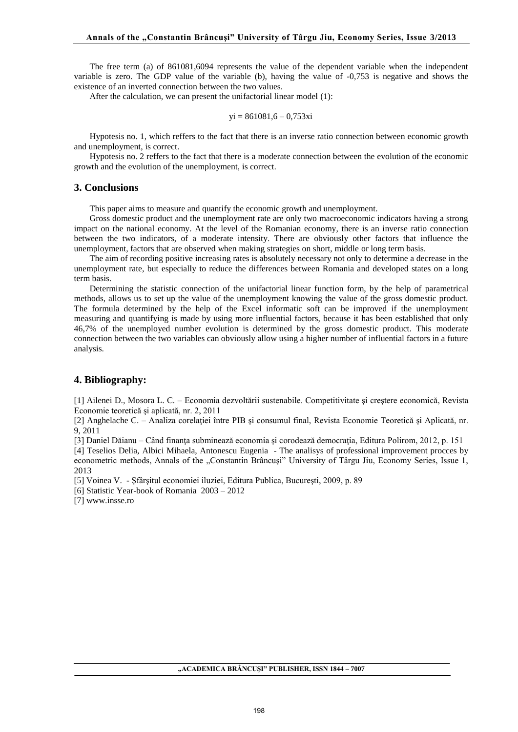The free term (a) of 861081,6094 represents the value of the dependent variable when the independent variable is zero. The GDP value of the variable (b), having the value of -0,753 is negative and shows the existence of an inverted connection between the two values.

After the calculation, we can present the unifactorial linear model (1):

$$y_i = 861081{,}6 - 0{,}753x_i$$

Hypotesis no. 1, which reffers to the fact that there is an inverse ratio connection between economic growth and unemployment, is correct.

Hypotesis no. 2 reffers to the fact that there is a moderate connection between the evolution of the economic growth and the evolution of the unemployment, is correct.

## 3. Conclusions

This paper aims to measure and quantify the economic growth and unemployment.

Gross domestic product and the unemployment rate are only two macroeconomic indicators having a strong impact on the national economy. At the level of the Romanian economy, there is an inverse ratio connection between the two indicators, of a moderate intensity. There are obviously other factors that influence the unemployment, factors that are observed when making strategies on short, middle or long term basis.

The aim of recording positive increasing rates is absolutely necessary not only to determine a decrease in the unemployment rate, but especially to reduce the differences between Romania and developed states on a long term basis.

Determining the statistic connection of the unifactorial linear function form, by the help of parametrical methods, allows us to set up the value of the unemployment knowing the value of the gross domestic product. The formula determined by the help of the Excel informatic soft can be improved if the unemployment measuring and quantifying is made by using more influential factors, because it has been established that only 46,7% of the unemployed number evolution is determined by the gross domestic product. This moderate connection between the two variables can obviously allow using a higher number of influential factors in a future analysis.

## 4. Bibliography:

[1] Ailenei D., Mosora L. C. – Economia dezvoltării sustenabile. Competitivitate şi creştere economică, Revista Economie teoretică şi aplicată, nr. 2, 2011

[2] Anghelache C. – Analiza corelaţiei între PIB şi consumul final, Revista Economie Teoretică şi Aplicată, nr. 9, 2011

[3] Daniel Dăianu – Când finanţa subminează economia şi corodează democraţia, Editura Polirom, 2012, p. 151

[4] Teselios Delia, Albici Mihaela, Antonescu Eugenia - The analisys of professional improvement procces by econometric methods, Annals of the „Constantin Brâncuşi" University of Târgu Jiu, Economy Series, Issue 1, 2013

[5] Voinea V. - Şfârşitul economiei iluziei, Editura Publica, Bucureşti, 2009, p. 89

[6] Statistic Year-book of Romania 2003 – 2012

[7] www.insse.ro